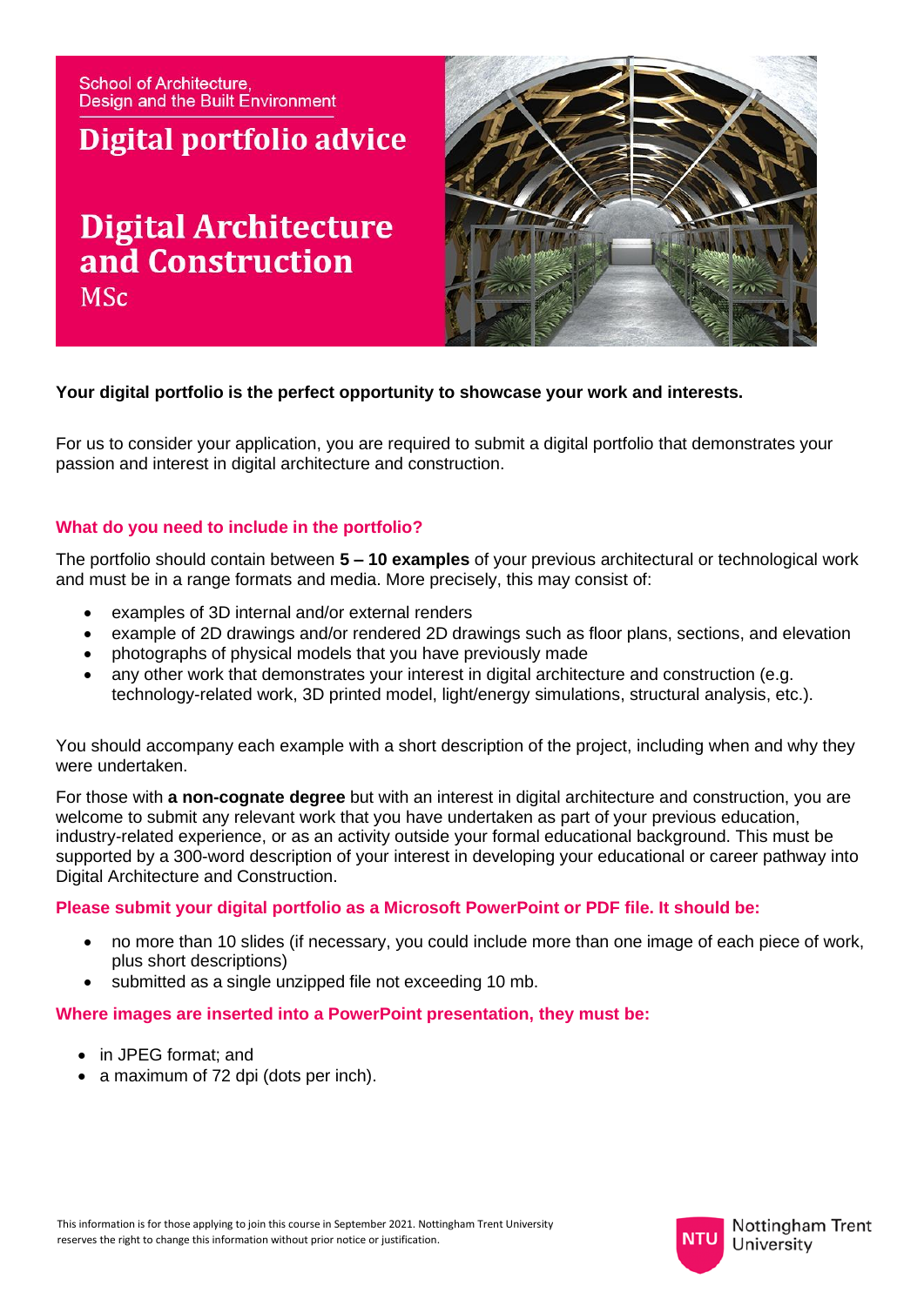School of Architecture, Design and the Built Environment

# Digital portfolio advice

# Digital Architecture and Construction

MSc

**Your digital portfolio is the perfect opportunity to showcase your work and interests.**

For us to consider your application, you are required to submit a digital portfolio that demonstrates your passion and interest in digital architecture and construction.

## What do you need to include in the portfolio?

The portfolio should contain between **5 – 10 examples** of your previous architectural or technological work and must be in a range formats and media. More precisely, this may consist of:

- examples of 3D internal and/or external renders
- example of 2D drawings and/or rendered 2D drawings such as floor plans, sections, and elevation
- photographs of physical models that you have previously made
- any other work that demonstrates your interest in digital architecture and construction (e.g. technology-related work, 3D printed model, light/energy simulations, structural analysis, etc.).

You should accompany each example with a short description of the project, including when and why they were undertaken.

For those with **a non-cognate degree** but with an interest in digital architecture and construction, you are welcome to submit any relevant work that you have undertaken as part of your previous education, industry-related experience, or as an activity outside your formal educational background. This must be supported by a 300-word description of your interest in developing your educational or career pathway into Digital Architecture and Construction.

## Please submit your digital portfolio as a Microsoft PowerPoint or PDF file. It should be:

- no more than 10 slides (if necessary, you could include more than one image of each piece of work, plus short descriptions)
- submitted as a single unzipped file not exceeding 10 mb.

## Where images are inserted into a PowerPoint presentation, they must be:

- in JPEG format; and
- a maximum of 72 dpi (dots per inch).

This information is for those applying to join this course in September 2021. Nottingham Trent University reserves the right to change this information without prior notice or justification.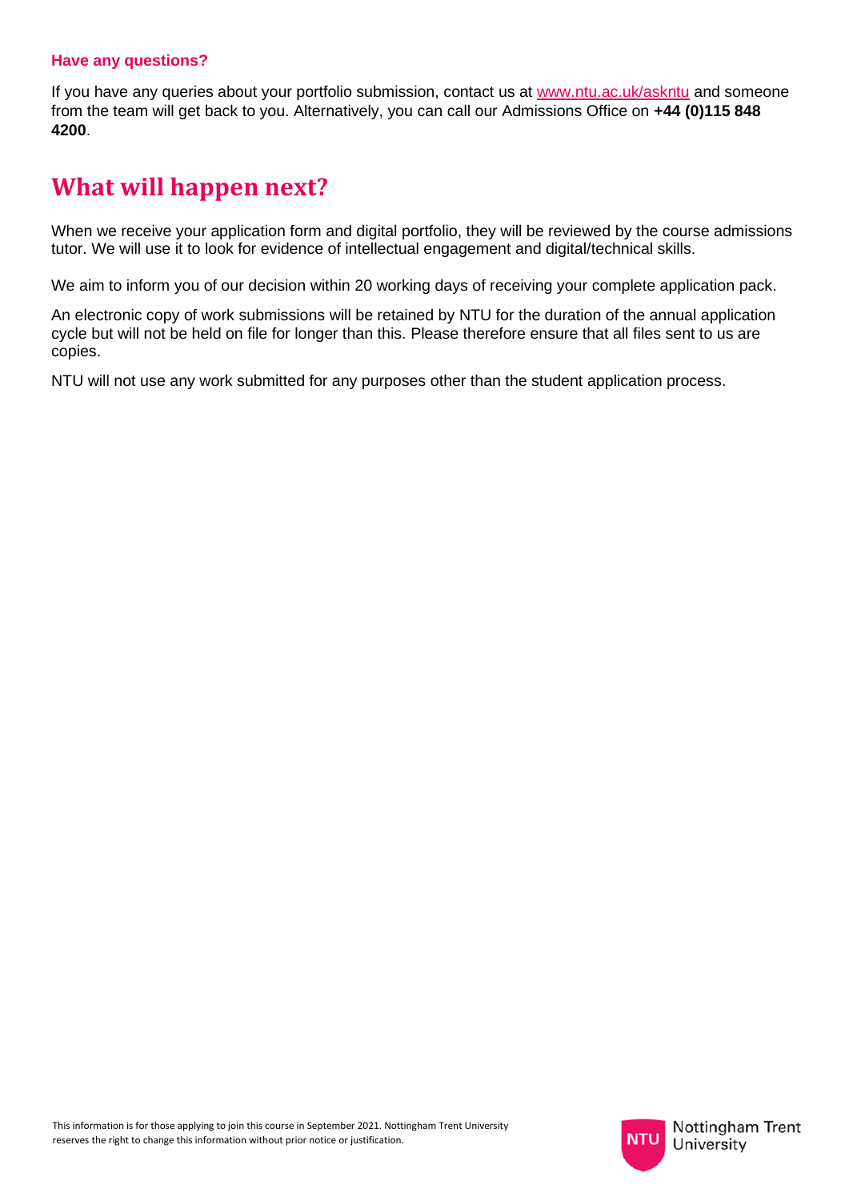**Have any questions?**

If you have any queries about your portfolio submission, contact us at www.ntu.ac.uk/askntu and someone from the team will get back to you. Alternatively, you can call our Admissions Office on **+44 (0)115 848 4200**.

## What will happen next?

When we receive your application form and digital portfolio, they will be reviewed by the course admissions tutor. We will use it to look for evidence of intellectual engagement and digital/technical skills.

We aim to inform you of our decision within 20 working days of receiving your complete application pack.

An electronic copy of work submissions will be retained by NTU for the duration of the annual application cycle but will not be held on file for longer than this. Please therefore ensure that all files sent to us are copies.

NTU will not use any work submitted for any purposes other than the student application process.

This information is for those applying to join this course in September 2021. Nottingham Trent University reserves the right to change this information without prior notice or justification.